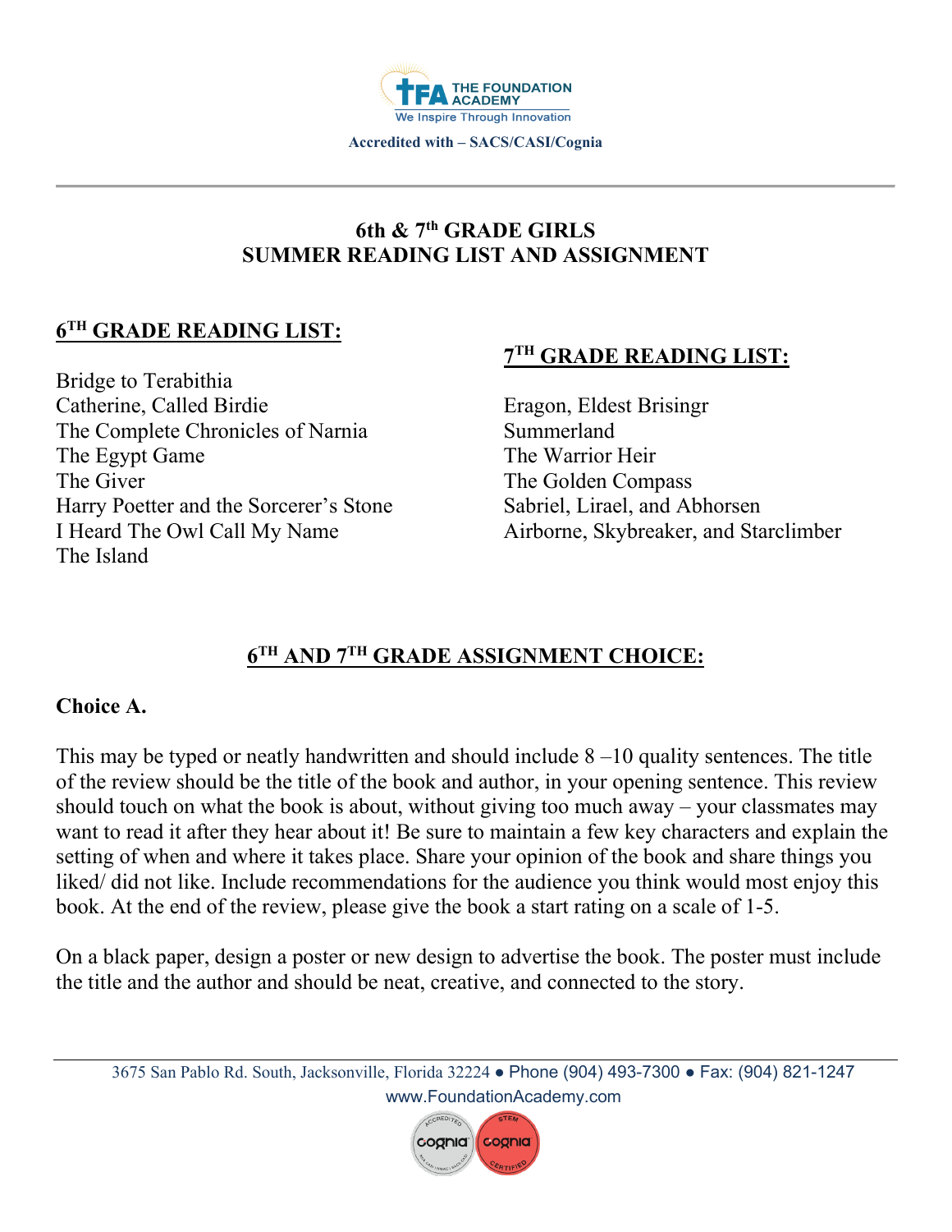THE FOUNDATION ACADEMY
We Inspire Through Innovation

Accredited with – SACS/CASI/Cognia

## 6th & 7th GRADE GIRLS SUMMER READING LIST AND ASSIGNMENT

### 6TH GRADE READING LIST:

Bridge to Terabithia
Catherine, Called Birdie
The Complete Chronicles of Narnia
The Egypt Game
The Giver
Harry Poetter and the Sorcerer's Stone
I Heard The Owl Call My Name
The Island

### 7TH GRADE READING LIST:

Eragon, Eldest Brisingr
Summerland
The Warrior Heir
The Golden Compass
Sabriel, Lirael, and Abhorsen
Airborne, Skybreaker, and Starclimber

### 6TH AND 7TH GRADE ASSIGNMENT CHOICE:

**Choice A.**

This may be typed or neatly handwritten and should include 8 –10 quality sentences. The title of the review should be the title of the book and author, in your opening sentence. This review should touch on what the book is about, without giving too much away – your classmates may want to read it after they hear about it! Be sure to maintain a few key characters and explain the setting of when and where it takes place. Share your opinion of the book and share things you liked/ did not like. Include recommendations for the audience you think would most enjoy this book. At the end of the review, please give the book a start rating on a scale of 1-5.

On a black paper, design a poster or new design to advertise the book. The poster must include the title and the author and should be neat, creative, and connected to the story.

3675 San Pablo Rd. South, Jacksonville, Florida 32224 ● Phone (904) 493-7300 ● Fax: (904) 821-1247
www.FoundationAcademy.com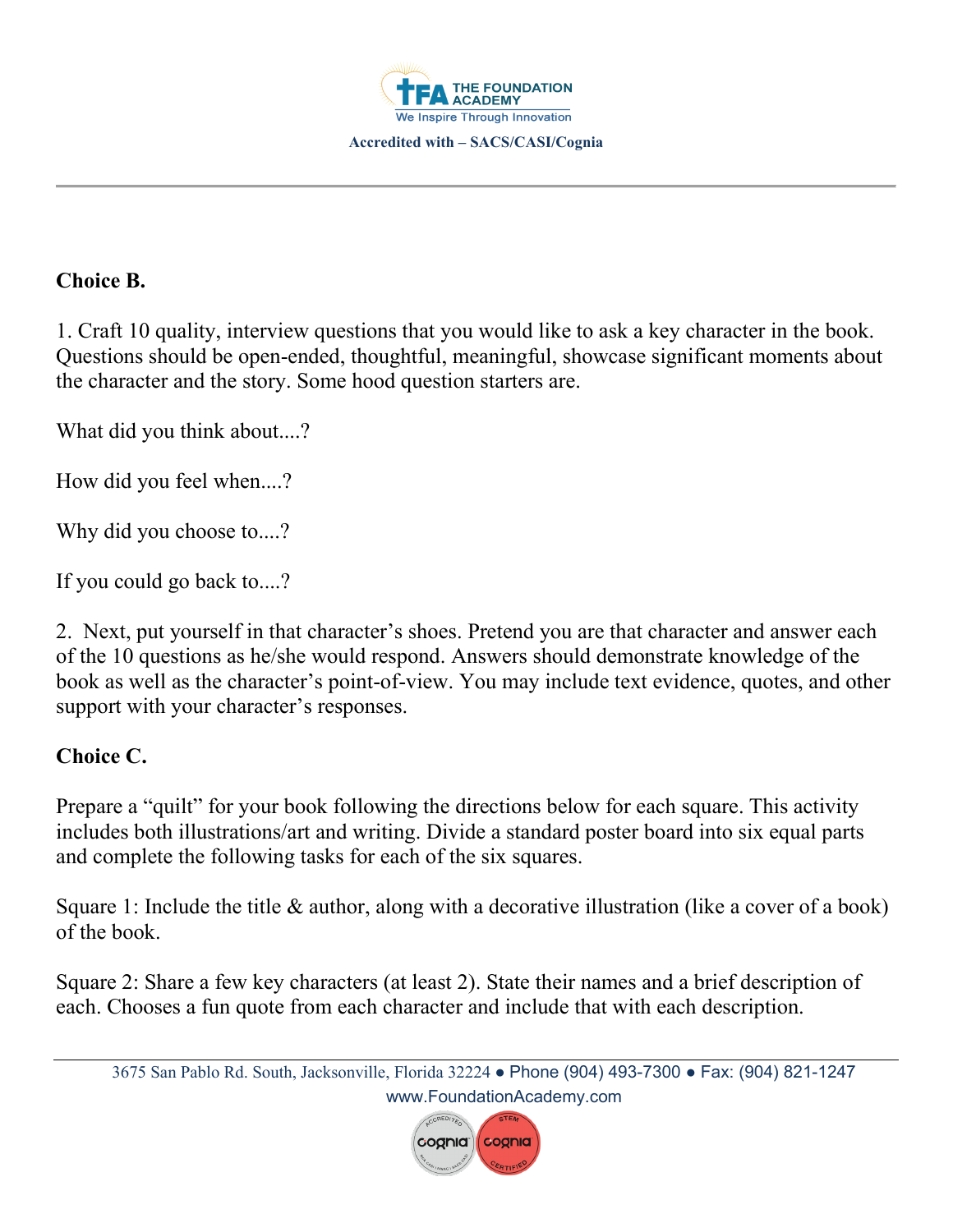**Choice B.**

1. Craft 10 quality, interview questions that you would like to ask a key character in the book. Questions should be open-ended, thoughtful, meaningful, showcase significant moments about the character and the story. Some hood question starters are.

What did you think about....?

How did you feel when....?

Why did you choose to....?

If you could go back to....?

2. Next, put yourself in that character's shoes. Pretend you are that character and answer each of the 10 questions as he/she would respond. Answers should demonstrate knowledge of the book as well as the character's point-of-view. You may include text evidence, quotes, and other support with your character's responses.

**Choice C.**

Prepare a "quilt" for your book following the directions below for each square. This activity includes both illustrations/art and writing. Divide a standard poster board into six equal parts and complete the following tasks for each of the six squares.

Square 1: Include the title & author, along with a decorative illustration (like a cover of a book) of the book.

Square 2: Share a few key characters (at least 2). State their names and a brief description of each. Chooses a fun quote from each character and include that with each description.